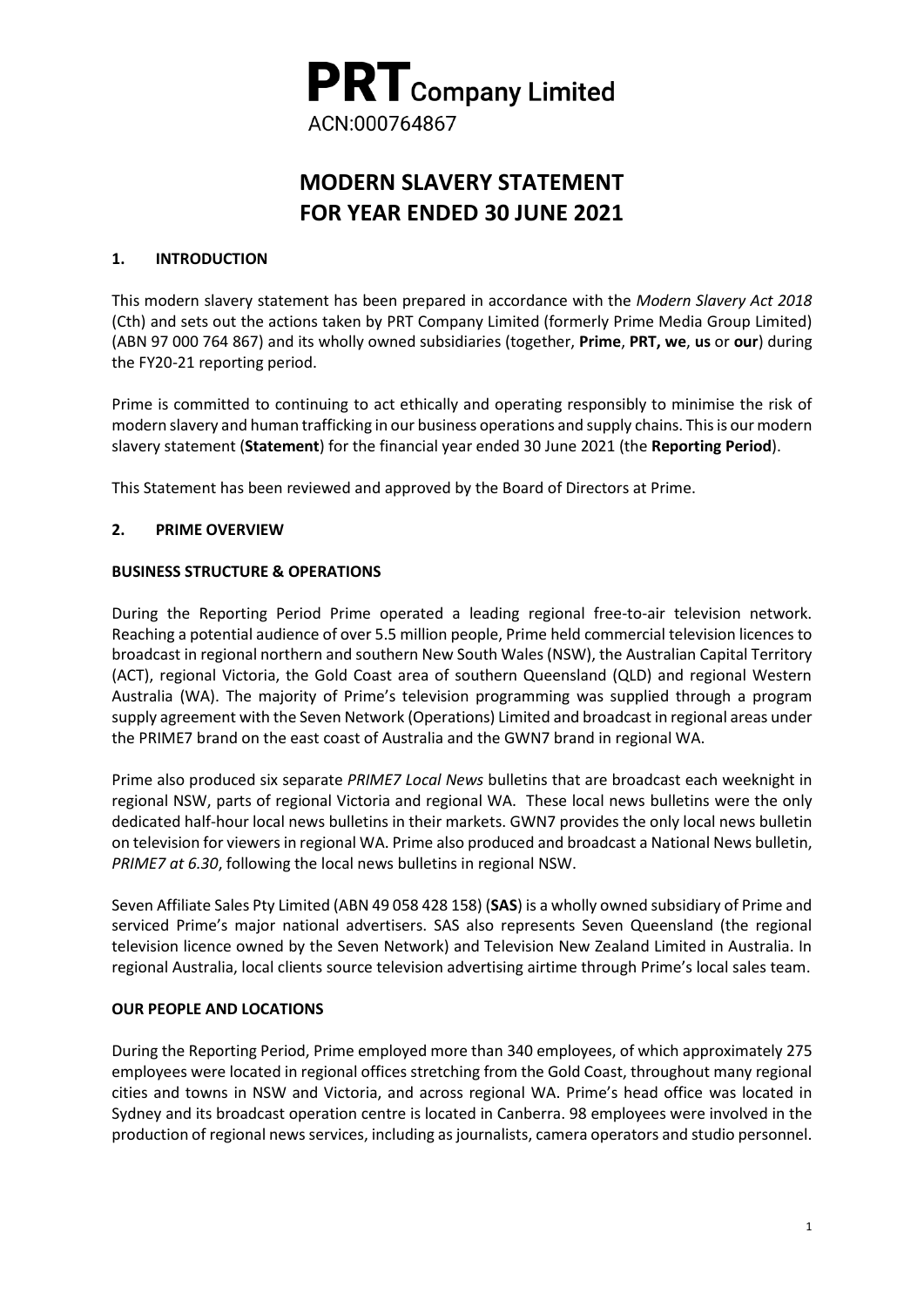**PRT** Company Limited

ACN:000764867

# MODERN SLAVERY STATEMENT FOR YEAR ENDED 30 JUNE 2021

## 1. INTRODUCTION

This modern slavery statement has been prepared in accordance with the *Modern Slavery Act 2018* (Cth) and sets out the actions taken by PRT Company Limited (formerly Prime Media Group Limited) (ABN 97 000 764 867) and its wholly owned subsidiaries (together, **Prime**, **PRT, we**, **us** or **our**) during the FY20-21 reporting period.

Prime is committed to continuing to act ethically and operating responsibly to minimise the risk of modern slavery and human trafficking in our business operations and supply chains. This is our modern slavery statement (**Statement**) for the financial year ended 30 June 2021 (the **Reporting Period**).

This Statement has been reviewed and approved by the Board of Directors at Prime.

## 2. PRIME OVERVIEW

### BUSINESS STRUCTURE & OPERATIONS

During the Reporting Period Prime operated a leading regional free-to-air television network. Reaching a potential audience of over 5.5 million people, Prime held commercial television licences to broadcast in regional northern and southern New South Wales (NSW), the Australian Capital Territory (ACT), regional Victoria, the Gold Coast area of southern Queensland (QLD) and regional Western Australia (WA). The majority of Prime's television programming was supplied through a program supply agreement with the Seven Network (Operations) Limited and broadcast in regional areas under the PRIME7 brand on the east coast of Australia and the GWN7 brand in regional WA.

Prime also produced six separate *PRIME7 Local News* bulletins that are broadcast each weeknight in regional NSW, parts of regional Victoria and regional WA. These local news bulletins were the only dedicated half-hour local news bulletins in their markets. GWN7 provides the only local news bulletin on television for viewers in regional WA. Prime also produced and broadcast a National News bulletin, *PRIME7 at 6.30*, following the local news bulletins in regional NSW.

Seven Affiliate Sales Pty Limited (ABN 49 058 428 158) (**SAS**) is a wholly owned subsidiary of Prime and serviced Prime's major national advertisers. SAS also represents Seven Queensland (the regional television licence owned by the Seven Network) and Television New Zealand Limited in Australia. In regional Australia, local clients source television advertising airtime through Prime's local sales team.

### OUR PEOPLE AND LOCATIONS

During the Reporting Period, Prime employed more than 340 employees, of which approximately 275 employees were located in regional offices stretching from the Gold Coast, throughout many regional cities and towns in NSW and Victoria, and across regional WA. Prime's head office was located in Sydney and its broadcast operation centre is located in Canberra. 98 employees were involved in the production of regional news services, including as journalists, camera operators and studio personnel.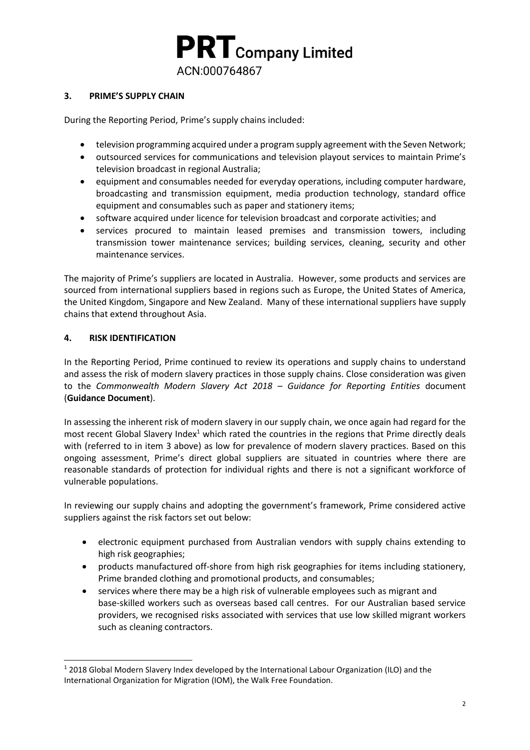# PRT Company Limited
ACN:000764867

## 3. PRIME'S SUPPLY CHAIN

During the Reporting Period, Prime's supply chains included:

- television programming acquired under a program supply agreement with the Seven Network;
- outsourced services for communications and television playout services to maintain Prime's television broadcast in regional Australia;
- equipment and consumables needed for everyday operations, including computer hardware, broadcasting and transmission equipment, media production technology, standard office equipment and consumables such as paper and stationery items;
- software acquired under licence for television broadcast and corporate activities; and
- services procured to maintain leased premises and transmission towers, including transmission tower maintenance services; building services, cleaning, security and other maintenance services.

The majority of Prime's suppliers are located in Australia. However, some products and services are sourced from international suppliers based in regions such as Europe, the United States of America, the United Kingdom, Singapore and New Zealand. Many of these international suppliers have supply chains that extend throughout Asia.

## 4. RISK IDENTIFICATION

In the Reporting Period, Prime continued to review its operations and supply chains to understand and assess the risk of modern slavery practices in those supply chains. Close consideration was given to the *Commonwealth Modern Slavery Act 2018 – Guidance for Reporting Entities* document (**Guidance Document**).

In assessing the inherent risk of modern slavery in our supply chain, we once again had regard for the most recent Global Slavery Index[1] which rated the countries in the regions that Prime directly deals with (referred to in item 3 above) as low for prevalence of modern slavery practices. Based on this ongoing assessment, Prime's direct global suppliers are situated in countries where there are reasonable standards of protection for individual rights and there is not a significant workforce of vulnerable populations.

In reviewing our supply chains and adopting the government's framework, Prime considered active suppliers against the risk factors set out below:

- electronic equipment purchased from Australian vendors with supply chains extending to high risk geographies;
- products manufactured off-shore from high risk geographies for items including stationery, Prime branded clothing and promotional products, and consumables;
- services where there may be a high risk of vulnerable employees such as migrant and base-skilled workers such as overseas based call centres. For our Australian based service providers, we recognised risks associated with services that use low skilled migrant workers such as cleaning contractors.

[1] 2018 Global Modern Slavery Index developed by the International Labour Organization (ILO) and the International Organization for Migration (IOM), the Walk Free Foundation.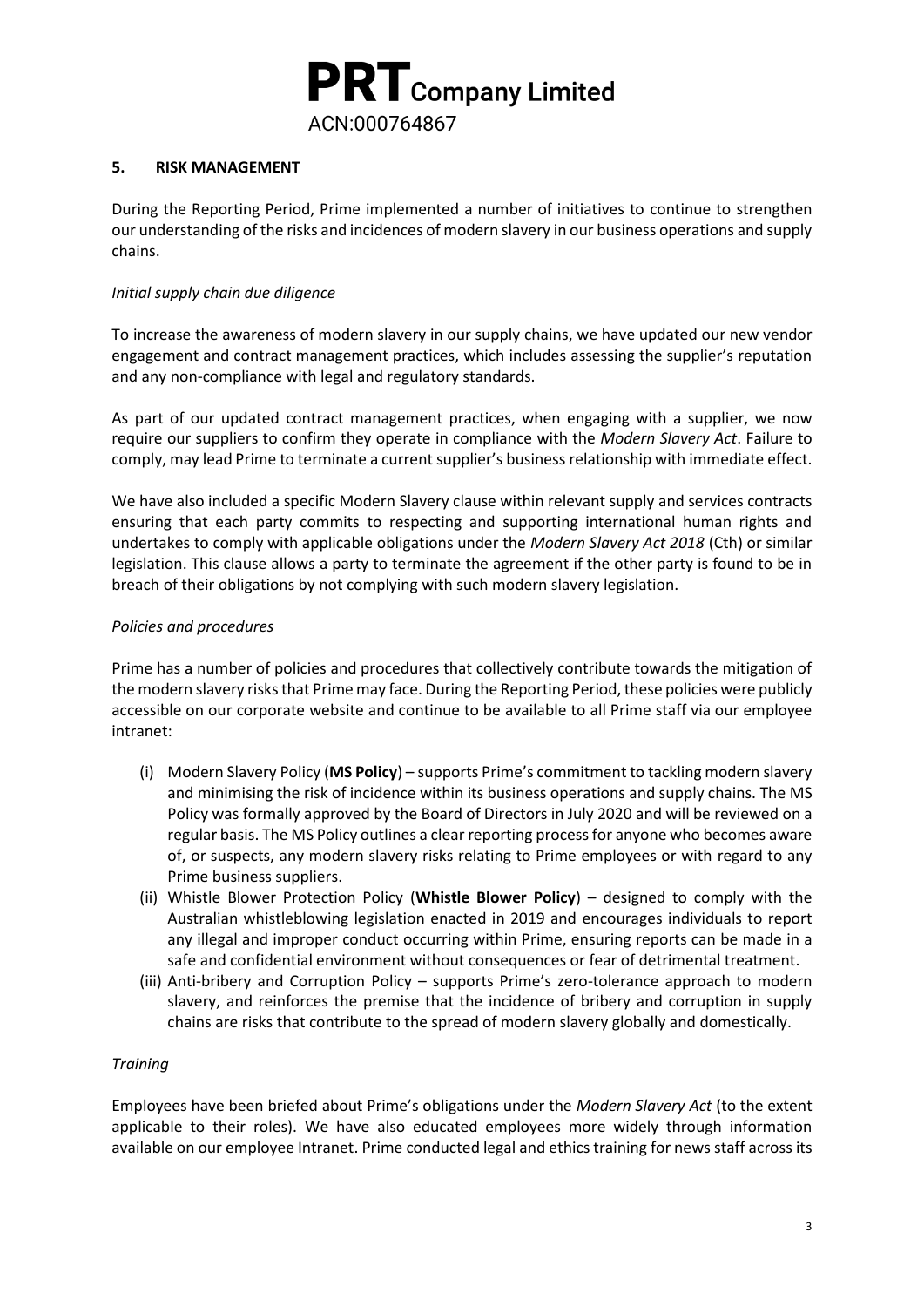## 5. RISK MANAGEMENT

During the Reporting Period, Prime implemented a number of initiatives to continue to strengthen our understanding of the risks and incidences of modern slavery in our business operations and supply chains.

*Initial supply chain due diligence*

To increase the awareness of modern slavery in our supply chains, we have updated our new vendor engagement and contract management practices, which includes assessing the supplier's reputation and any non-compliance with legal and regulatory standards.

As part of our updated contract management practices, when engaging with a supplier, we now require our suppliers to confirm they operate in compliance with the *Modern Slavery Act*. Failure to comply, may lead Prime to terminate a current supplier's business relationship with immediate effect.

We have also included a specific Modern Slavery clause within relevant supply and services contracts ensuring that each party commits to respecting and supporting international human rights and undertakes to comply with applicable obligations under the *Modern Slavery Act 2018* (Cth) or similar legislation. This clause allows a party to terminate the agreement if the other party is found to be in breach of their obligations by not complying with such modern slavery legislation.

*Policies and procedures*

Prime has a number of policies and procedures that collectively contribute towards the mitigation of the modern slavery risks that Prime may face. During the Reporting Period, these policies were publicly accessible on our corporate website and continue to be available to all Prime staff via our employee intranet:

(i) Modern Slavery Policy (**MS Policy**) – supports Prime's commitment to tackling modern slavery and minimising the risk of incidence within its business operations and supply chains. The MS Policy was formally approved by the Board of Directors in July 2020 and will be reviewed on a regular basis. The MS Policy outlines a clear reporting process for anyone who becomes aware of, or suspects, any modern slavery risks relating to Prime employees or with regard to any Prime business suppliers.

(ii) Whistle Blower Protection Policy (**Whistle Blower Policy**) – designed to comply with the Australian whistleblowing legislation enacted in 2019 and encourages individuals to report any illegal and improper conduct occurring within Prime, ensuring reports can be made in a safe and confidential environment without consequences or fear of detrimental treatment.

(iii) Anti-bribery and Corruption Policy – supports Prime's zero-tolerance approach to modern slavery, and reinforces the premise that the incidence of bribery and corruption in supply chains are risks that contribute to the spread of modern slavery globally and domestically.

*Training*

Employees have been briefed about Prime's obligations under the *Modern Slavery Act* (to the extent applicable to their roles). We have also educated employees more widely through information available on our employee Intranet. Prime conducted legal and ethics training for news staff across its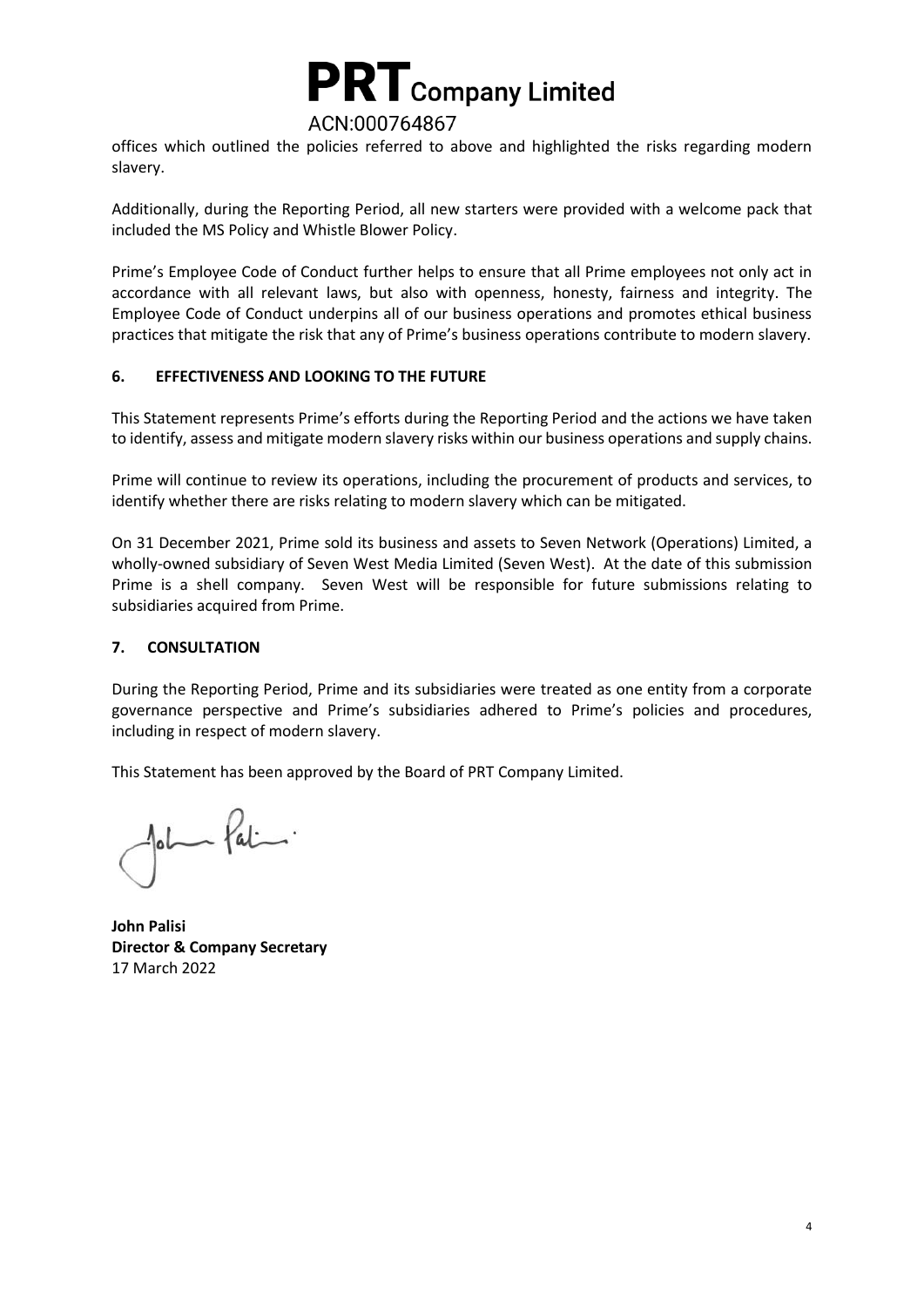offices which outlined the policies referred to above and highlighted the risks regarding modern slavery.

Additionally, during the Reporting Period, all new starters were provided with a welcome pack that included the MS Policy and Whistle Blower Policy.

Prime's Employee Code of Conduct further helps to ensure that all Prime employees not only act in accordance with all relevant laws, but also with openness, honesty, fairness and integrity. The Employee Code of Conduct underpins all of our business operations and promotes ethical business practices that mitigate the risk that any of Prime's business operations contribute to modern slavery.

## 6. EFFECTIVENESS AND LOOKING TO THE FUTURE

This Statement represents Prime's efforts during the Reporting Period and the actions we have taken to identify, assess and mitigate modern slavery risks within our business operations and supply chains.

Prime will continue to review its operations, including the procurement of products and services, to identify whether there are risks relating to modern slavery which can be mitigated.

On 31 December 2021, Prime sold its business and assets to Seven Network (Operations) Limited, a wholly-owned subsidiary of Seven West Media Limited (Seven West). At the date of this submission Prime is a shell company. Seven West will be responsible for future submissions relating to subsidiaries acquired from Prime.

## 7. CONSULTATION

During the Reporting Period, Prime and its subsidiaries were treated as one entity from a corporate governance perspective and Prime's subsidiaries adhered to Prime's policies and procedures, including in respect of modern slavery.

This Statement has been approved by the Board of PRT Company Limited.

**John Palisi**
**Director & Company Secretary**
17 March 2022